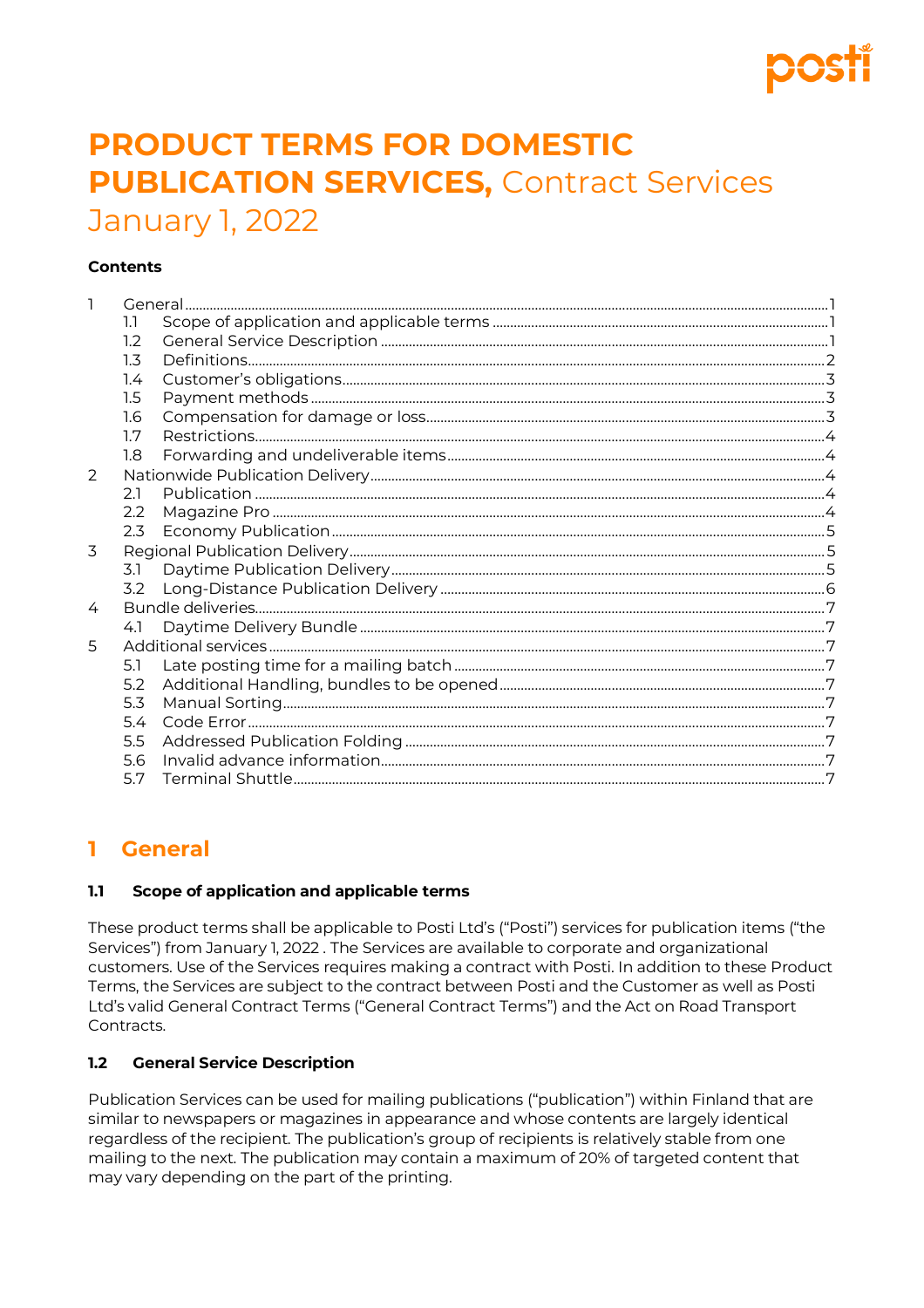# PRODUCT TERMS FOR DOMESTIC PUBLICATION SERVICES, Contract Services January 1, 2022

**Contents**

- 1 General ........ 1
  - 1.1 Scope of application and applicable terms ........ 1
  - 1.2 General Service Description ........ 1
  - 1.3 Definitions ........ 2
  - 1.4 Customer's obligations ........ 3
  - 1.5 Payment methods ........ 3
  - 1.6 Compensation for damage or loss ........ 3
  - 1.7 Restrictions ........ 4
  - 1.8 Forwarding and undeliverable items ........ 4
- 2 Nationwide Publication Delivery ........ 4
  - 2.1 Publication ........ 4
  - 2.2 Magazine Pro ........ 4
  - 2.3 Economy Publication ........ 5
- 3 Regional Publication Delivery ........ 5
  - 3.1 Daytime Publication Delivery ........ 5
  - 3.2 Long-Distance Publication Delivery ........ 6
- 4 Bundle deliveries ........ 7
  - 4.1 Daytime Delivery Bundle ........ 7
- 5 Additional services ........ 7
  - 5.1 Late posting time for a mailing batch ........ 7
  - 5.2 Additional Handling, bundles to be opened ........ 7
  - 5.3 Manual Sorting ........ 7
  - 5.4 Code Error ........ 7
  - 5.5 Addressed Publication Folding ........ 7
  - 5.6 Invalid advance information ........ 7
  - 5.7 Terminal Shuttle ........ 7

## 1 General

### 1.1 Scope of application and applicable terms

These product terms shall be applicable to Posti Ltd's ("Posti") services for publication items ("the Services") from January 1, 2022 . The Services are available to corporate and organizational customers. Use of the Services requires making a contract with Posti. In addition to these Product Terms, the Services are subject to the contract between Posti and the Customer as well as Posti Ltd's valid General Contract Terms ("General Contract Terms") and the Act on Road Transport Contracts.

### 1.2 General Service Description

Publication Services can be used for mailing publications ("publication") within Finland that are similar to newspapers or magazines in appearance and whose contents are largely identical regardless of the recipient. The publication's group of recipients is relatively stable from one mailing to the next. The publication may contain a maximum of 20% of targeted content that may vary depending on the part of the printing.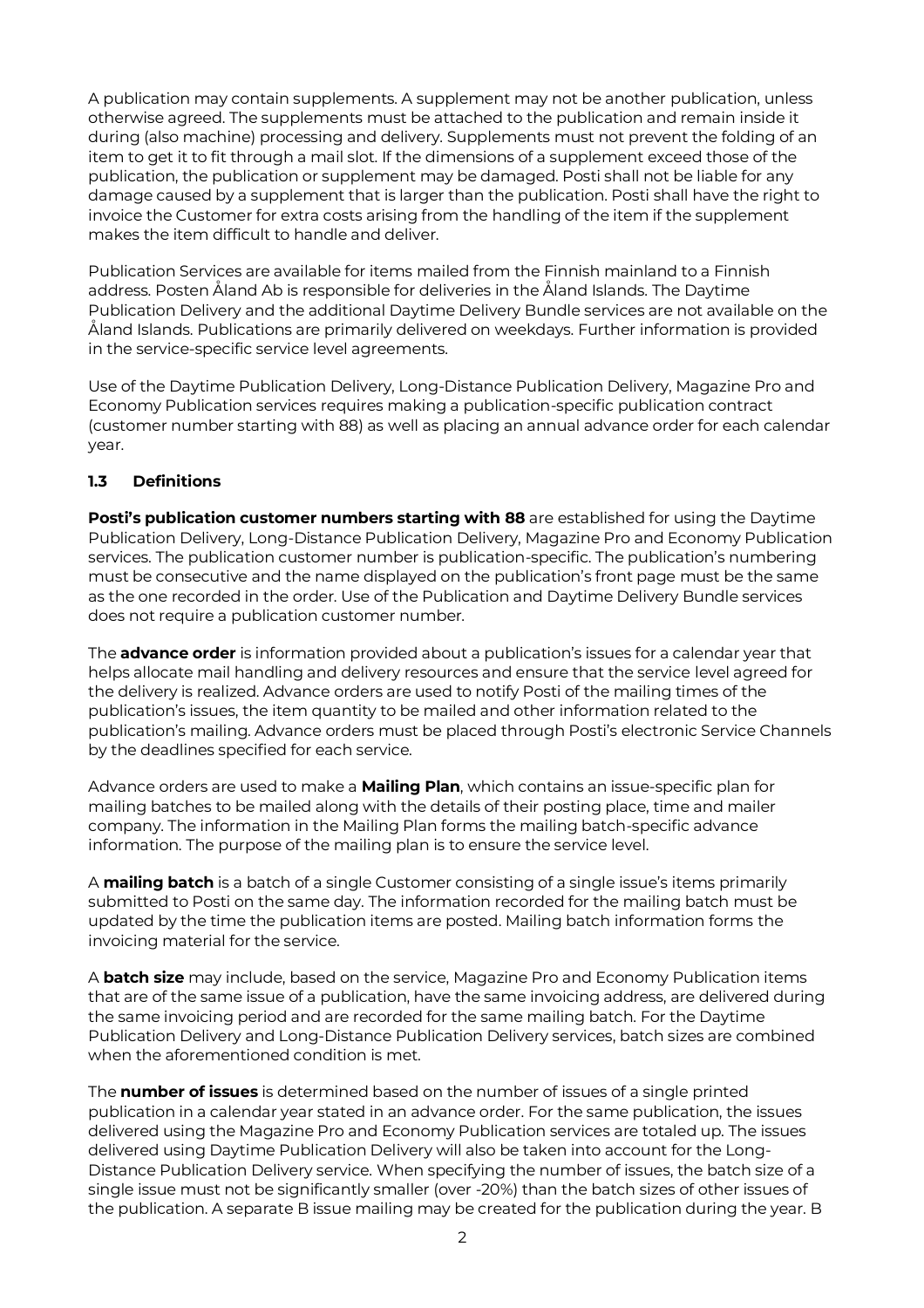A publication may contain supplements. A supplement may not be another publication, unless otherwise agreed. The supplements must be attached to the publication and remain inside it during (also machine) processing and delivery. Supplements must not prevent the folding of an item to get it to fit through a mail slot. If the dimensions of a supplement exceed those of the publication, the publication or supplement may be damaged. Posti shall not be liable for any damage caused by a supplement that is larger than the publication. Posti shall have the right to invoice the Customer for extra costs arising from the handling of the item if the supplement makes the item difficult to handle and deliver.

Publication Services are available for items mailed from the Finnish mainland to a Finnish address. Posten Åland Ab is responsible for deliveries in the Åland Islands. The Daytime Publication Delivery and the additional Daytime Delivery Bundle services are not available on the Åland Islands. Publications are primarily delivered on weekdays. Further information is provided in the service-specific service level agreements.

Use of the Daytime Publication Delivery, Long-Distance Publication Delivery, Magazine Pro and Economy Publication services requires making a publication-specific publication contract (customer number starting with 88) as well as placing an annual advance order for each calendar year.

### 1.3 Definitions

**Posti's publication customer numbers starting with 88** are established for using the Daytime Publication Delivery, Long-Distance Publication Delivery, Magazine Pro and Economy Publication services. The publication customer number is publication-specific. The publication's numbering must be consecutive and the name displayed on the publication's front page must be the same as the one recorded in the order. Use of the Publication and Daytime Delivery Bundle services does not require a publication customer number.

The **advance order** is information provided about a publication's issues for a calendar year that helps allocate mail handling and delivery resources and ensure that the service level agreed for the delivery is realized. Advance orders are used to notify Posti of the mailing times of the publication's issues, the item quantity to be mailed and other information related to the publication's mailing. Advance orders must be placed through Posti's electronic Service Channels by the deadlines specified for each service.

Advance orders are used to make a **Mailing Plan**, which contains an issue-specific plan for mailing batches to be mailed along with the details of their posting place, time and mailer company. The information in the Mailing Plan forms the mailing batch-specific advance information. The purpose of the mailing plan is to ensure the service level.

A **mailing batch** is a batch of a single Customer consisting of a single issue's items primarily submitted to Posti on the same day. The information recorded for the mailing batch must be updated by the time the publication items are posted. Mailing batch information forms the invoicing material for the service.

A **batch size** may include, based on the service, Magazine Pro and Economy Publication items that are of the same issue of a publication, have the same invoicing address, are delivered during the same invoicing period and are recorded for the same mailing batch. For the Daytime Publication Delivery and Long-Distance Publication Delivery services, batch sizes are combined when the aforementioned condition is met.

The **number of issues** is determined based on the number of issues of a single printed publication in a calendar year stated in an advance order. For the same publication, the issues delivered using the Magazine Pro and Economy Publication services are totaled up. The issues delivered using Daytime Publication Delivery will also be taken into account for the Long-Distance Publication Delivery service. When specifying the number of issues, the batch size of a single issue must not be significantly smaller (over -20%) than the batch sizes of other issues of the publication. A separate B issue mailing may be created for the publication during the year. B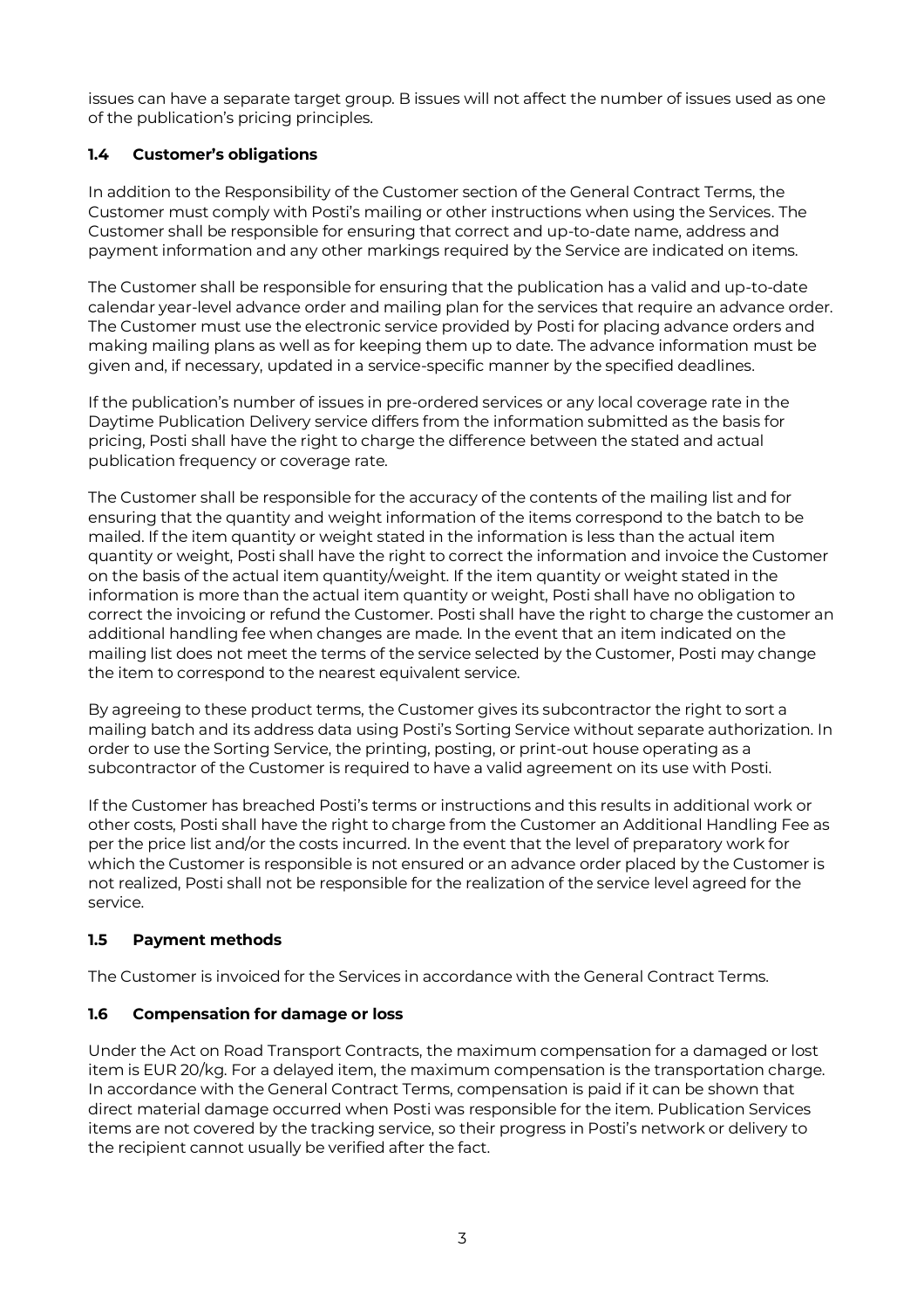issues can have a separate target group. B issues will not affect the number of issues used as one of the publication's pricing principles.

### 1.4 Customer's obligations

In addition to the Responsibility of the Customer section of the General Contract Terms, the Customer must comply with Posti's mailing or other instructions when using the Services. The Customer shall be responsible for ensuring that correct and up-to-date name, address and payment information and any other markings required by the Service are indicated on items.

The Customer shall be responsible for ensuring that the publication has a valid and up-to-date calendar year-level advance order and mailing plan for the services that require an advance order. The Customer must use the electronic service provided by Posti for placing advance orders and making mailing plans as well as for keeping them up to date. The advance information must be given and, if necessary, updated in a service-specific manner by the specified deadlines.

If the publication's number of issues in pre-ordered services or any local coverage rate in the Daytime Publication Delivery service differs from the information submitted as the basis for pricing, Posti shall have the right to charge the difference between the stated and actual publication frequency or coverage rate.

The Customer shall be responsible for the accuracy of the contents of the mailing list and for ensuring that the quantity and weight information of the items correspond to the batch to be mailed. If the item quantity or weight stated in the information is less than the actual item quantity or weight, Posti shall have the right to correct the information and invoice the Customer on the basis of the actual item quantity/weight. If the item quantity or weight stated in the information is more than the actual item quantity or weight, Posti shall have no obligation to correct the invoicing or refund the Customer. Posti shall have the right to charge the customer an additional handling fee when changes are made. In the event that an item indicated on the mailing list does not meet the terms of the service selected by the Customer, Posti may change the item to correspond to the nearest equivalent service.

By agreeing to these product terms, the Customer gives its subcontractor the right to sort a mailing batch and its address data using Posti's Sorting Service without separate authorization. In order to use the Sorting Service, the printing, posting, or print-out house operating as a subcontractor of the Customer is required to have a valid agreement on its use with Posti.

If the Customer has breached Posti's terms or instructions and this results in additional work or other costs, Posti shall have the right to charge from the Customer an Additional Handling Fee as per the price list and/or the costs incurred. In the event that the level of preparatory work for which the Customer is responsible is not ensured or an advance order placed by the Customer is not realized, Posti shall not be responsible for the realization of the service level agreed for the service.

### 1.5 Payment methods

The Customer is invoiced for the Services in accordance with the General Contract Terms.

### 1.6 Compensation for damage or loss

Under the Act on Road Transport Contracts, the maximum compensation for a damaged or lost item is EUR 20/kg. For a delayed item, the maximum compensation is the transportation charge. In accordance with the General Contract Terms, compensation is paid if it can be shown that direct material damage occurred when Posti was responsible for the item. Publication Services items are not covered by the tracking service, so their progress in Posti's network or delivery to the recipient cannot usually be verified after the fact.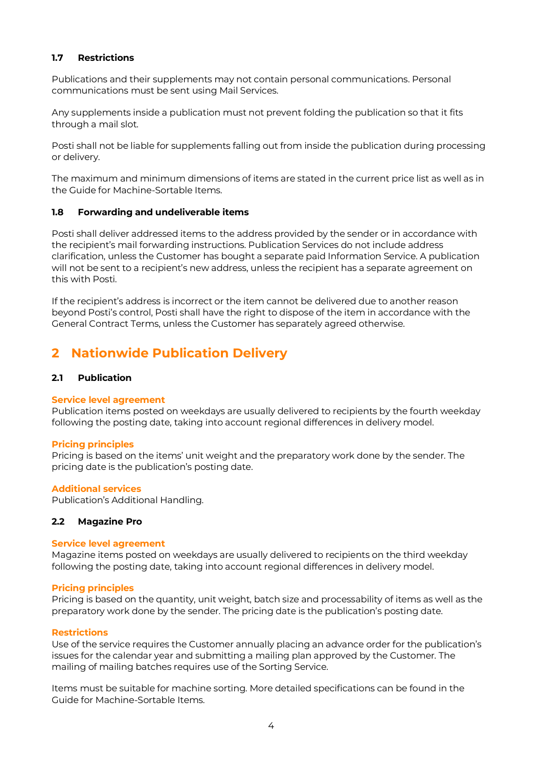### 1.7 Restrictions

Publications and their supplements may not contain personal communications. Personal communications must be sent using Mail Services.

Any supplements inside a publication must not prevent folding the publication so that it fits through a mail slot.

Posti shall not be liable for supplements falling out from inside the publication during processing or delivery.

The maximum and minimum dimensions of items are stated in the current price list as well as in the Guide for Machine-Sortable Items.

### 1.8 Forwarding and undeliverable items

Posti shall deliver addressed items to the address provided by the sender or in accordance with the recipient's mail forwarding instructions. Publication Services do not include address clarification, unless the Customer has bought a separate paid Information Service. A publication will not be sent to a recipient's new address, unless the recipient has a separate agreement on this with Posti.

If the recipient's address is incorrect or the item cannot be delivered due to another reason beyond Posti's control, Posti shall have the right to dispose of the item in accordance with the General Contract Terms, unless the Customer has separately agreed otherwise.

## 2 Nationwide Publication Delivery

### 2.1 Publication

**Service level agreement**
Publication items posted on weekdays are usually delivered to recipients by the fourth weekday following the posting date, taking into account regional differences in delivery model.

**Pricing principles**
Pricing is based on the items' unit weight and the preparatory work done by the sender. The pricing date is the publication's posting date.

**Additional services**
Publication's Additional Handling.

### 2.2 Magazine Pro

**Service level agreement**
Magazine items posted on weekdays are usually delivered to recipients on the third weekday following the posting date, taking into account regional differences in delivery model.

**Pricing principles**
Pricing is based on the quantity, unit weight, batch size and processability of items as well as the preparatory work done by the sender. The pricing date is the publication's posting date.

**Restrictions**
Use of the service requires the Customer annually placing an advance order for the publication's issues for the calendar year and submitting a mailing plan approved by the Customer. The mailing of mailing batches requires use of the Sorting Service.

Items must be suitable for machine sorting. More detailed specifications can be found in the Guide for Machine-Sortable Items.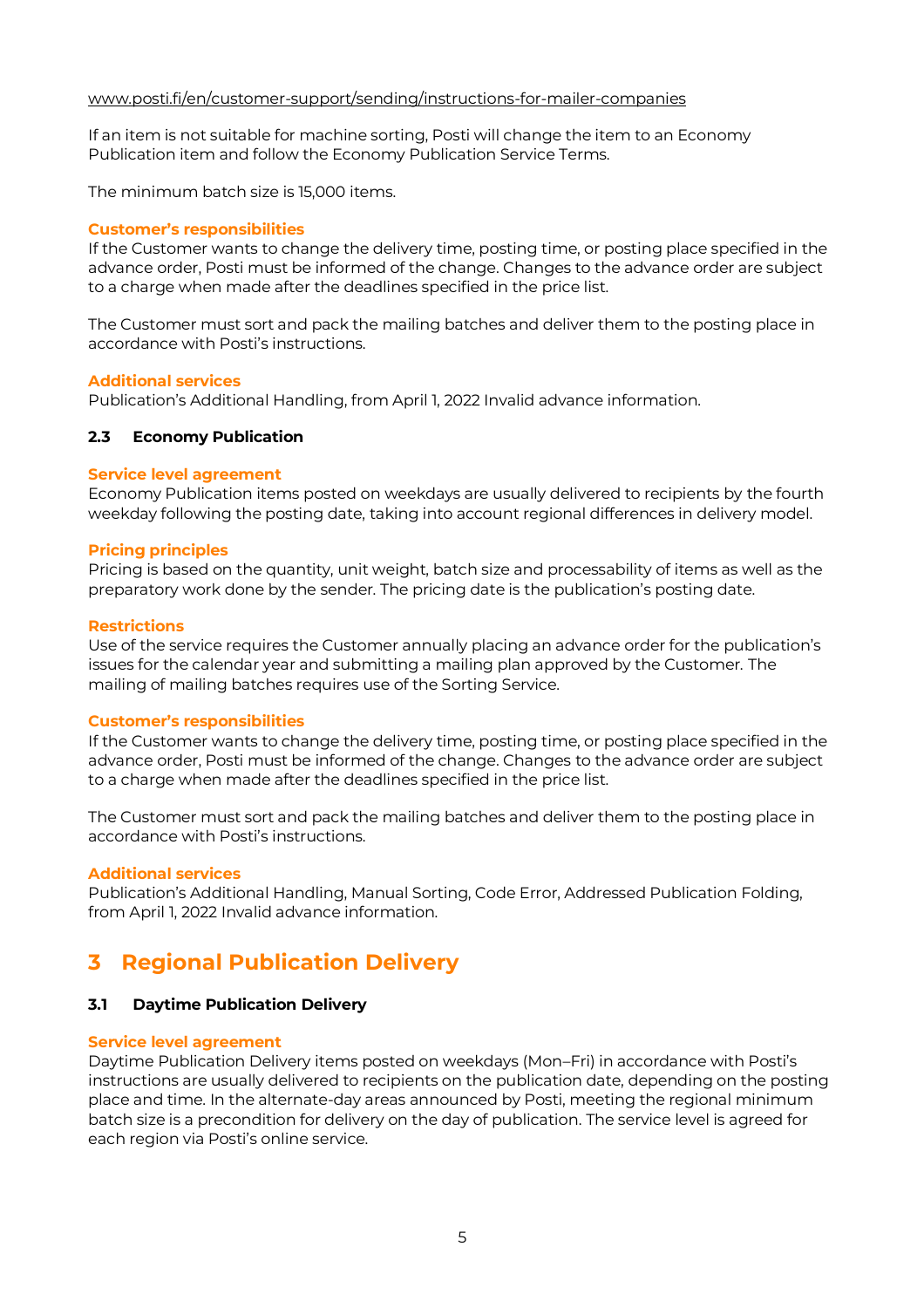www.posti.fi/en/customer-support/sending/instructions-for-mailer-companies

If an item is not suitable for machine sorting, Posti will change the item to an Economy Publication item and follow the Economy Publication Service Terms.

The minimum batch size is 15,000 items.

**Customer's responsibilities**

If the Customer wants to change the delivery time, posting time, or posting place specified in the advance order, Posti must be informed of the change. Changes to the advance order are subject to a charge when made after the deadlines specified in the price list.

The Customer must sort and pack the mailing batches and deliver them to the posting place in accordance with Posti's instructions.

**Additional services**

Publication's Additional Handling, from April 1, 2022 Invalid advance information.

### 2.3 Economy Publication

**Service level agreement**

Economy Publication items posted on weekdays are usually delivered to recipients by the fourth weekday following the posting date, taking into account regional differences in delivery model.

**Pricing principles**

Pricing is based on the quantity, unit weight, batch size and processability of items as well as the preparatory work done by the sender. The pricing date is the publication's posting date.

**Restrictions**

Use of the service requires the Customer annually placing an advance order for the publication's issues for the calendar year and submitting a mailing plan approved by the Customer. The mailing of mailing batches requires use of the Sorting Service.

**Customer's responsibilities**

If the Customer wants to change the delivery time, posting time, or posting place specified in the advance order, Posti must be informed of the change. Changes to the advance order are subject to a charge when made after the deadlines specified in the price list.

The Customer must sort and pack the mailing batches and deliver them to the posting place in accordance with Posti's instructions.

**Additional services**

Publication's Additional Handling, Manual Sorting, Code Error, Addressed Publication Folding, from April 1, 2022 Invalid advance information.

## 3 Regional Publication Delivery

### 3.1 Daytime Publication Delivery

**Service level agreement**

Daytime Publication Delivery items posted on weekdays (Mon–Fri) in accordance with Posti's instructions are usually delivered to recipients on the publication date, depending on the posting place and time. In the alternate-day areas announced by Posti, meeting the regional minimum batch size is a precondition for delivery on the day of publication. The service level is agreed for each region via Posti's online service.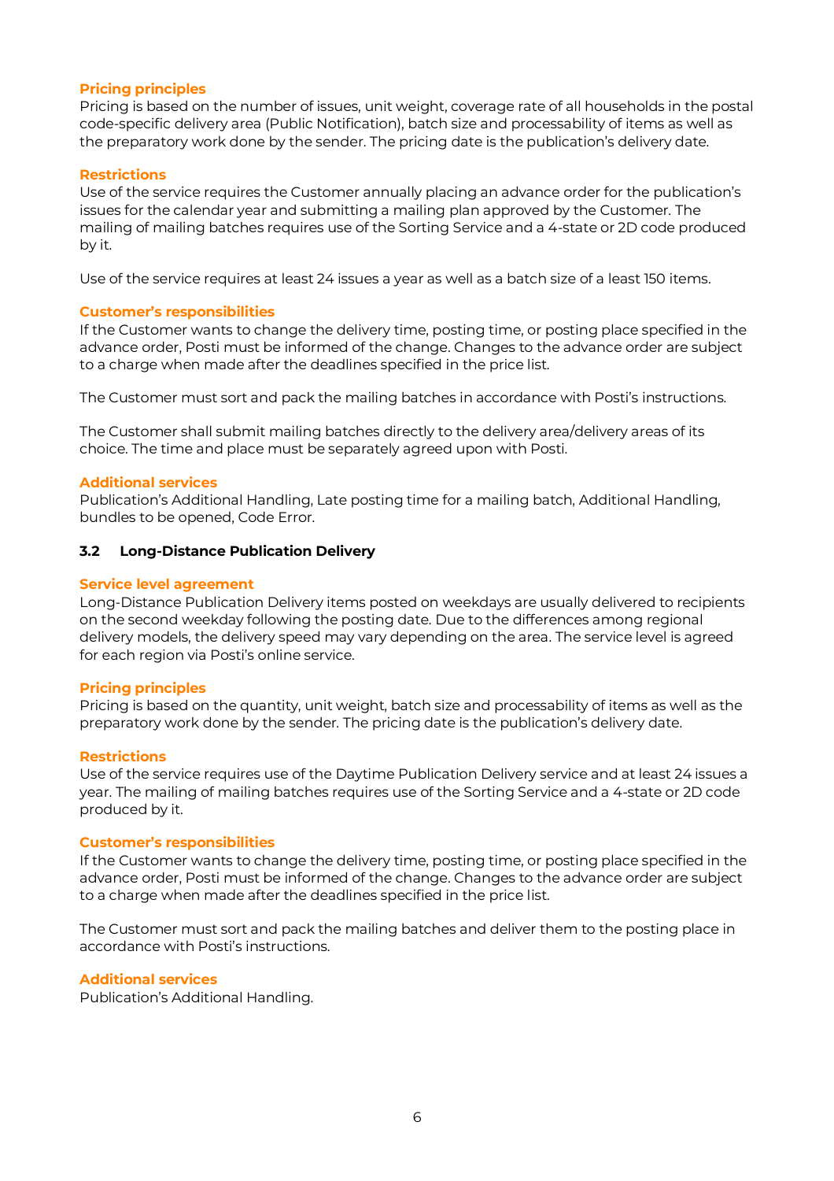#### Pricing principles

Pricing is based on the number of issues, unit weight, coverage rate of all households in the postal code-specific delivery area (Public Notification), batch size and processability of items as well as the preparatory work done by the sender. The pricing date is the publication's delivery date.

#### Restrictions

Use of the service requires the Customer annually placing an advance order for the publication's issues for the calendar year and submitting a mailing plan approved by the Customer. The mailing of mailing batches requires use of the Sorting Service and a 4-state or 2D code produced by it.

Use of the service requires at least 24 issues a year as well as a batch size of a least 150 items.

#### Customer's responsibilities

If the Customer wants to change the delivery time, posting time, or posting place specified in the advance order, Posti must be informed of the change. Changes to the advance order are subject to a charge when made after the deadlines specified in the price list.

The Customer must sort and pack the mailing batches in accordance with Posti's instructions.

The Customer shall submit mailing batches directly to the delivery area/delivery areas of its choice. The time and place must be separately agreed upon with Posti.

#### Additional services

Publication's Additional Handling, Late posting time for a mailing batch, Additional Handling, bundles to be opened, Code Error.

### 3.2 Long-Distance Publication Delivery

#### Service level agreement

Long-Distance Publication Delivery items posted on weekdays are usually delivered to recipients on the second weekday following the posting date. Due to the differences among regional delivery models, the delivery speed may vary depending on the area. The service level is agreed for each region via Posti's online service.

#### Pricing principles

Pricing is based on the quantity, unit weight, batch size and processability of items as well as the preparatory work done by the sender. The pricing date is the publication's delivery date.

#### Restrictions

Use of the service requires use of the Daytime Publication Delivery service and at least 24 issues a year. The mailing of mailing batches requires use of the Sorting Service and a 4-state or 2D code produced by it.

#### Customer's responsibilities

If the Customer wants to change the delivery time, posting time, or posting place specified in the advance order, Posti must be informed of the change. Changes to the advance order are subject to a charge when made after the deadlines specified in the price list.

The Customer must sort and pack the mailing batches and deliver them to the posting place in accordance with Posti's instructions.

#### Additional services

Publication's Additional Handling.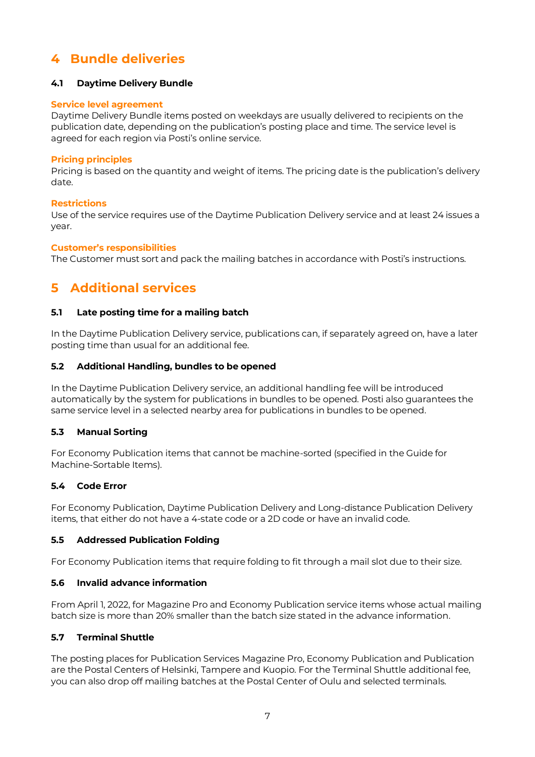# 4 Bundle deliveries

### 4.1 Daytime Delivery Bundle

**Service level agreement**

Daytime Delivery Bundle items posted on weekdays are usually delivered to recipients on the publication date, depending on the publication's posting place and time. The service level is agreed for each region via Posti's online service.

**Pricing principles**

Pricing is based on the quantity and weight of items. The pricing date is the publication's delivery date.

**Restrictions**

Use of the service requires use of the Daytime Publication Delivery service and at least 24 issues a year.

**Customer's responsibilities**

The Customer must sort and pack the mailing batches in accordance with Posti's instructions.

# 5 Additional services

### 5.1 Late posting time for a mailing batch

In the Daytime Publication Delivery service, publications can, if separately agreed on, have a later posting time than usual for an additional fee.

### 5.2 Additional Handling, bundles to be opened

In the Daytime Publication Delivery service, an additional handling fee will be introduced automatically by the system for publications in bundles to be opened. Posti also guarantees the same service level in a selected nearby area for publications in bundles to be opened.

### 5.3 Manual Sorting

For Economy Publication items that cannot be machine-sorted (specified in the Guide for Machine-Sortable Items).

### 5.4 Code Error

For Economy Publication, Daytime Publication Delivery and Long-distance Publication Delivery items, that either do not have a 4-state code or a 2D code or have an invalid code.

### 5.5 Addressed Publication Folding

For Economy Publication items that require folding to fit through a mail slot due to their size.

### 5.6 Invalid advance information

From April 1, 2022, for Magazine Pro and Economy Publication service items whose actual mailing batch size is more than 20% smaller than the batch size stated in the advance information.

### 5.7 Terminal Shuttle

The posting places for Publication Services Magazine Pro, Economy Publication and Publication are the Postal Centers of Helsinki, Tampere and Kuopio. For the Terminal Shuttle additional fee, you can also drop off mailing batches at the Postal Center of Oulu and selected terminals.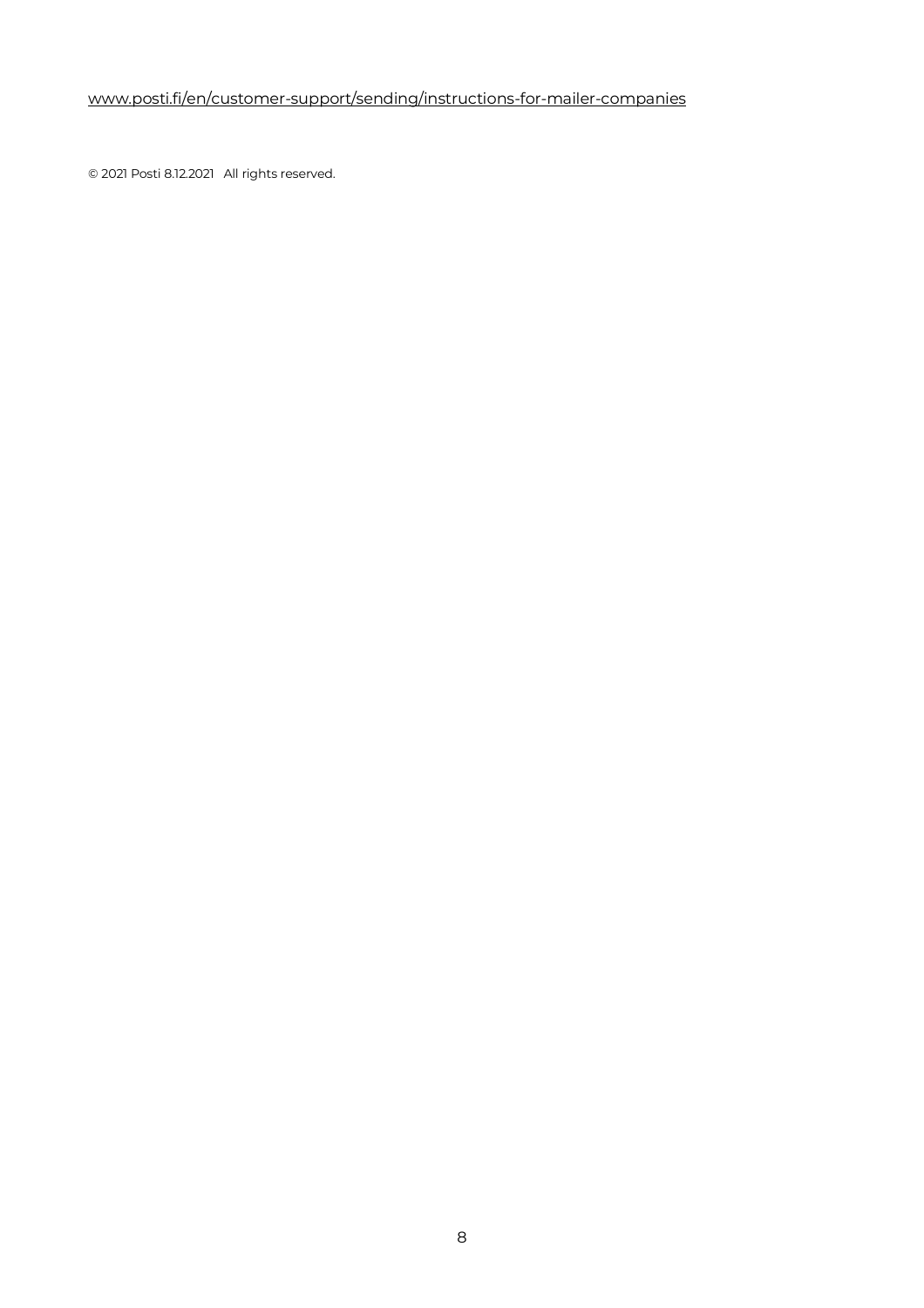www.posti.fi/en/customer-support/sending/instructions-for-mailer-companies

© 2021 Posti 8.12.2021 All rights reserved.